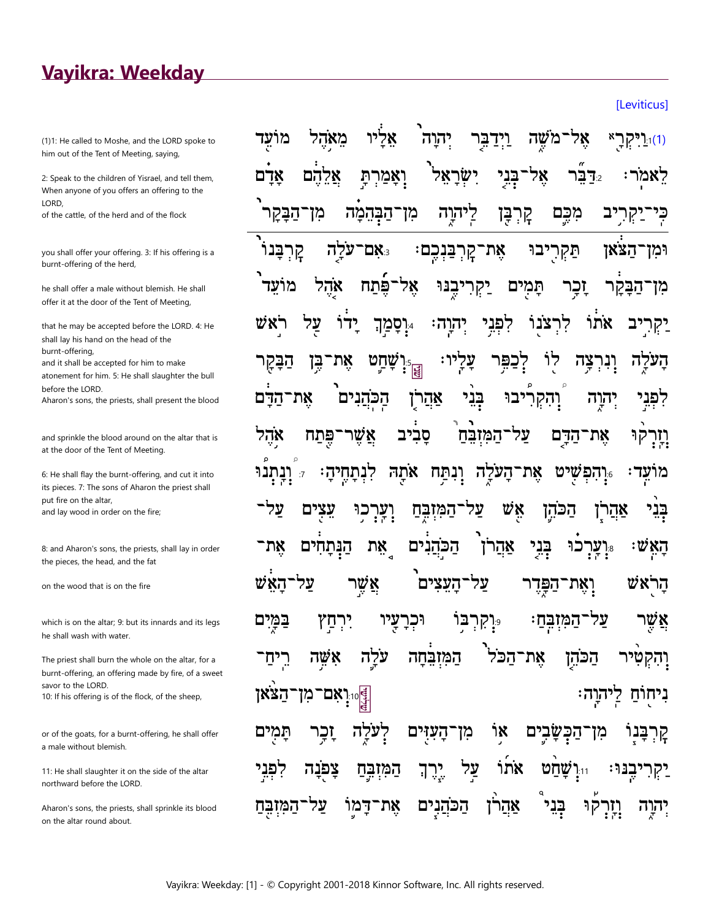# Vayikra: Weekday

[Leviticus]

(1)1: He called to Moshe, and the LORD spoke to him out of the Tent of Meeting, saying,

2: Speak to the children of Yisrael, and tell them, When anyone of you offers an offering to the LORD,
of the cattle, of the herd and of the flock

you shall offer your offering. 3: If his offering is a burnt-offering of the herd,

he shall offer a male without blemish. He shall offer it at the door of the Tent of Meeting,

that he may be accepted before the LORD. 4: He shall lay his hand on the head of the burnt-offering,
and it shall be accepted for him to make atonement for him. 5: He shall slaughter the bull before the LORD.
Aharon's sons, the priests, shall present the blood

and sprinkle the blood around on the altar that is at the door of the Tent of Meeting.

6: He shall flay the burnt-offering, and cut it into its pieces. 7: The sons of Aharon the priest shall put fire on the altar,
and lay wood in order on the fire;

8: and Aharon's sons, the priests, shall lay in order the pieces, the head, and the fat

on the wood that is on the fire

which is on the altar; 9: but its innards and its legs he shall wash with water.

The priest shall burn the whole on the altar, for a burnt-offering, an offering made by fire, of a sweet savor to the LORD.
10: If his offering is of the flock, of the sheep,

or of the goats, for a burnt-offering, he shall offer a male without blemish.

11: He shall slaughter it on the side of the altar northward before the LORD.

Aharon's sons, the priests, shall sprinkle its blood on the altar round about.

(1)1:וַיִּקְרָא אֶל־מֹשֶׁה וַיְדַבֵּר יְהוָה אֵלָיו מֵאֹהֶל מוֹעֵד

לֵאמֹר׃ 2:דַּבֵּר אֶל־בְּנֵי יִשְׂרָאֵל וְאָמַרְתָּ אֲלֵהֶם אָדָם

כִּי־יַקְרִיב מִכֶּם קָרְבָּן לַיהוָה מִן־הַבְּהֵמָה מִן־הַבָּקָר

וּמִן־הַצֹּאן תַּקְרִיבוּ אֶת־קָרְבַּנְכֶם׃ 3:אִם־עֹלָה קָרְבָּנוֹ

מִן־הַבָּקָר זָכָר תָּמִים יַקְרִיבֶנּוּ אֶל־פֶּתַח אֹהֶל מוֹעֵד

יַקְרִיב אֹתוֹ לִרְצֹנוֹ לִפְנֵי יְהוָה׃ 4:וְסָמַךְ יָדוֹ עַל רֹאשׁ

הָעֹלָה וְנִרְצָה לוֹ לְכַפֵּר עָלָיו׃ 5:וְשָׁחַט אֶת־בֶּן הַבָּקָר

לִפְנֵי יְהוָה וְהִקְרִיבוּ בְּנֵי אַהֲרֹן הַכֹּהֲנִים אֶת־הַדָּם

וְזָרְקוּ אֶת־הַדָּם עַל־הַמִּזְבֵּחַ סָבִיב אֲשֶׁר־פֶּתַח אֹהֶל

מוֹעֵד׃ 6:וְהִפְשִׁיט אֶת־הָעֹלָה וְנִתַּח אֹתָהּ לִנְתָחֶיהָ׃ 7:וְנָתְנוּ

בְּנֵי אַהֲרֹן הַכֹּהֵן אֵשׁ עַל־הַמִּזְבֵּחַ וְעָרְכוּ עֵצִים עַל־

הָאֵשׁ׃ 8:וְעָרְכוּ בְּנֵי אַהֲרֹן הַכֹּהֲנִים אֵת הַנְּתָחִים אֶת־

הָרֹאשׁ וְאֶת־הַפָּדֶר עַל־הָעֵצִים אֲשֶׁר עַל־הָאֵשׁ

אֲשֶׁר עַל־הַמִּזְבֵּחַ׃ 9:וְקִרְבּוֹ וּכְרָעָיו יִרְחַץ בַּמָּיִם

וְהִקְטִיר הַכֹּהֵן אֶת־הַכֹּל הַמִּזְבֵּחָה עֹלָה אִשֵּׁה רֵיחַ־

נִיחוֹחַ לַיהוָה׃ 10:וְאִם־מִן־הַצֹּאן

קָרְבָּנוֹ מִן־הַכְּשָׂבִים אוֹ מִן־הָעִזִּים לְעֹלָה זָכָר תָּמִים

יַקְרִיבֶנּוּ׃ 11:וְשָׁחַט אֹתוֹ עַל יֶרֶךְ הַמִּזְבֵּחַ צָפֹנָה לִפְנֵי

יְהוָה וְזָרְקוּ בְּנֵי אַהֲרֹן הַכֹּהֲנִים אֶת־דָּמוֹ עַל־הַמִּזְבֵּחַ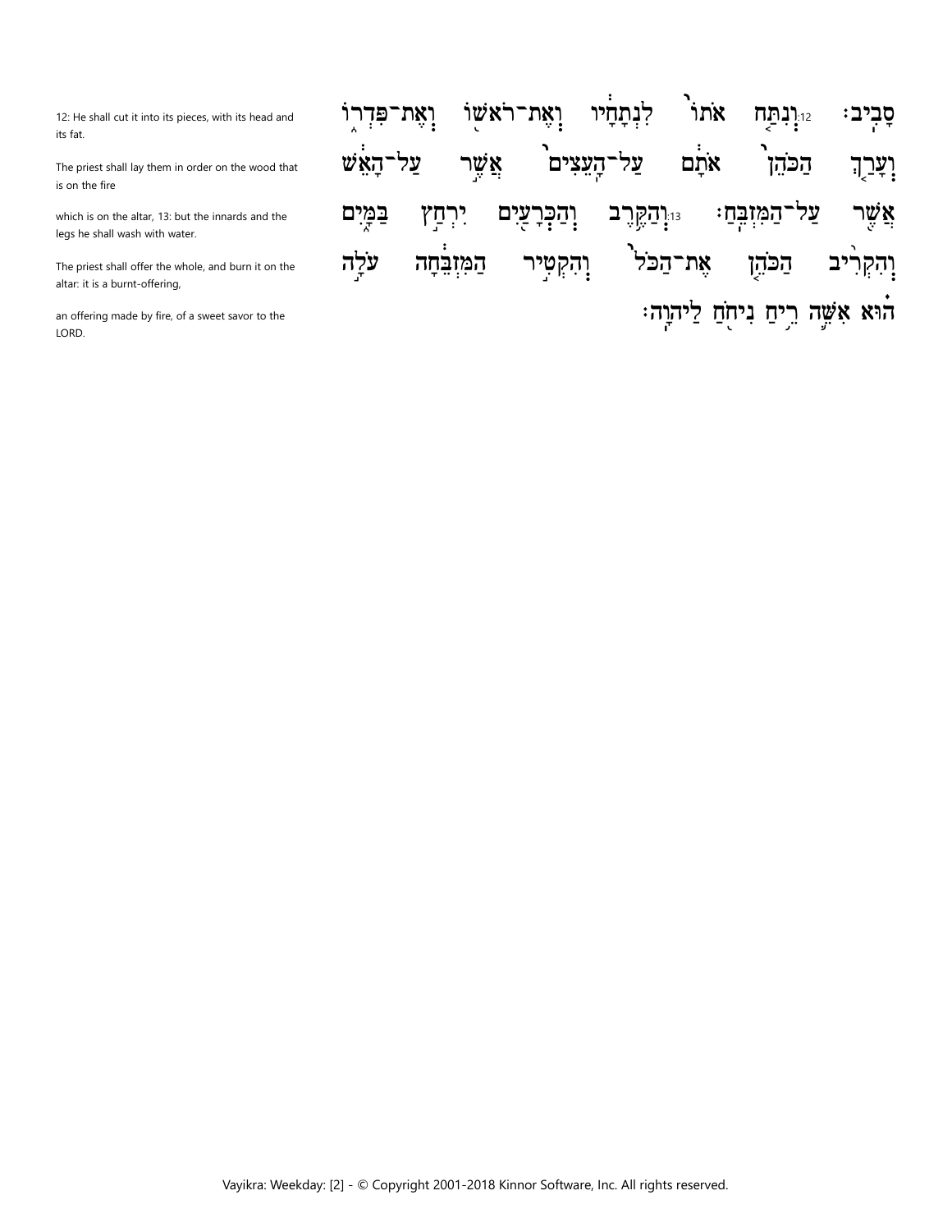12: He shall cut it into its pieces, with its head and its fat.

The priest shall lay them in order on the wood that is on the fire

which is on the altar, 13: but the innards and the legs he shall wash with water.

The priest shall offer the whole, and burn it on the altar: it is a burnt-offering,

an offering made by fire, of a sweet savor to the LORD.

סָבִֽיב׃ 12וְנִתַּ֤ח אֹתוֹ֙ לִנְתָחָ֔יו וְאֶת־רֹאשׁ֖וֹ וְאֶת־פִּדְר֑וֹ

וְעָרַ֤ךְ הַכֹּהֵן֙ אֹתָ֔ם עַל־הָֽעֵצִים֙ אֲשֶׁ֣ר עַל־הָאֵ֔שׁ

אֲשֶׁ֖ר עַל־הַמִּזְבֵּֽחַ׃ 13וְהַקֶּ֥רֶב וְהַכְּרָעַ֖יִם יִרְחַ֣ץ בַּמָּ֑יִם

וְהִקְרִ֨יב הַכֹּהֵ֤ן אֶת־הַכֹּל֙ וְהִקְטִ֣יר הַמִּזְבֵּ֔חָה עֹלָ֣ה

ה֗וּא אִשֵּׁ֛ה רֵ֥יחַ נִיחֹ֖חַ לַיהוָֽה׃